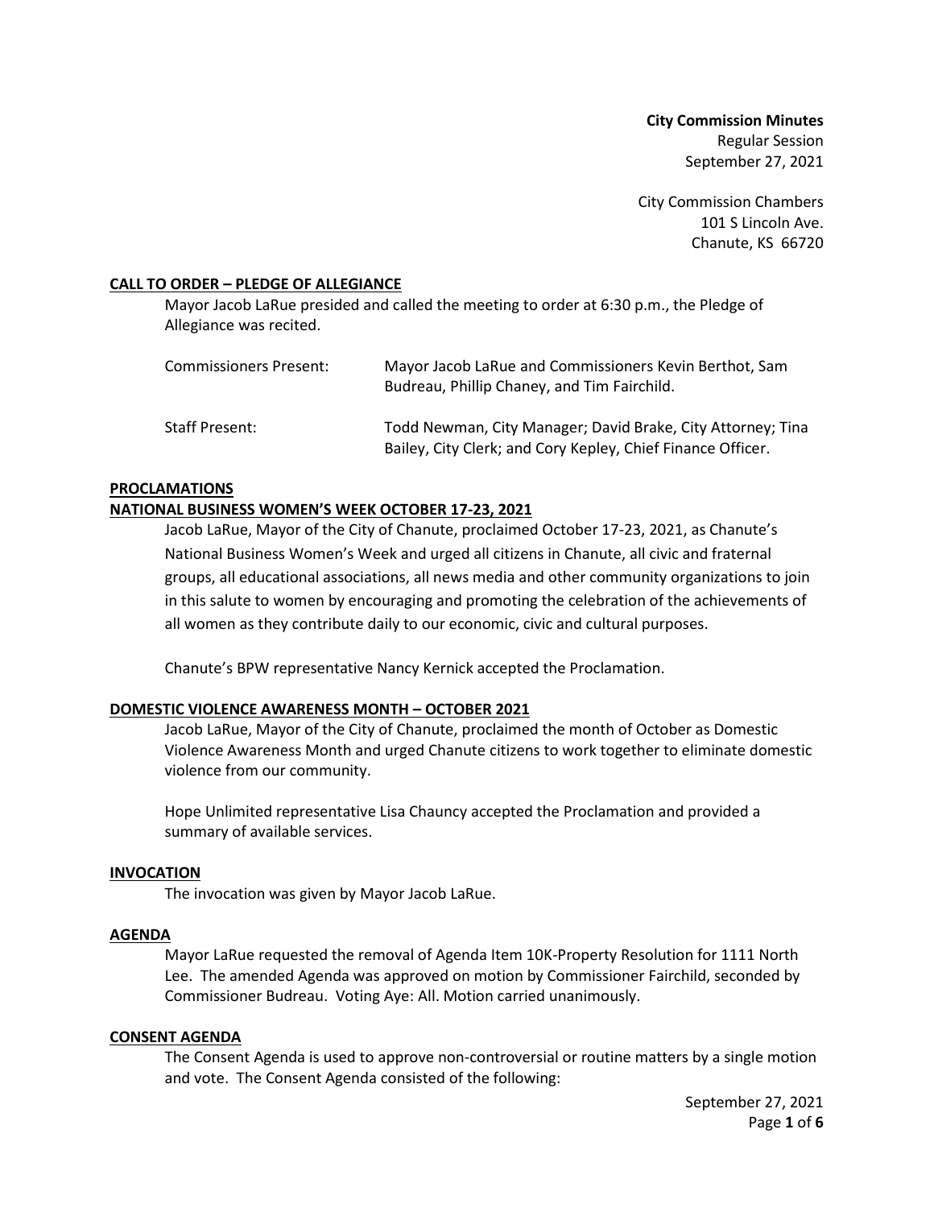**City Commission Minutes**
Regular Session
September 27, 2021

City Commission Chambers
101 S Lincoln Ave.
Chanute, KS 66720

## CALL TO ORDER – PLEDGE OF ALLEGIANCE

Mayor Jacob LaRue presided and called the meeting to order at 6:30 p.m., the Pledge of Allegiance was recited.

| | |
|---|---|
| Commissioners Present: | Mayor Jacob LaRue and Commissioners Kevin Berthot, Sam Budreau, Phillip Chaney, and Tim Fairchild. |
| Staff Present: | Todd Newman, City Manager; David Brake, City Attorney; Tina Bailey, City Clerk; and Cory Kepley, Chief Finance Officer. |

## PROCLAMATIONS

### NATIONAL BUSINESS WOMEN'S WEEK OCTOBER 17-23, 2021

Jacob LaRue, Mayor of the City of Chanute, proclaimed October 17-23, 2021, as Chanute's National Business Women's Week and urged all citizens in Chanute, all civic and fraternal groups, all educational associations, all news media and other community organizations to join in this salute to women by encouraging and promoting the celebration of the achievements of all women as they contribute daily to our economic, civic and cultural purposes.

Chanute's BPW representative Nancy Kernick accepted the Proclamation.

### DOMESTIC VIOLENCE AWARENESS MONTH – OCTOBER 2021

Jacob LaRue, Mayor of the City of Chanute, proclaimed the month of October as Domestic Violence Awareness Month and urged Chanute citizens to work together to eliminate domestic violence from our community.

Hope Unlimited representative Lisa Chauncy accepted the Proclamation and provided a summary of available services.

## INVOCATION

The invocation was given by Mayor Jacob LaRue.

## AGENDA

Mayor LaRue requested the removal of Agenda Item 10K-Property Resolution for 1111 North Lee. The amended Agenda was approved on motion by Commissioner Fairchild, seconded by Commissioner Budreau. Voting Aye: All. Motion carried unanimously.

## CONSENT AGENDA

The Consent Agenda is used to approve non-controversial or routine matters by a single motion and vote. The Consent Agenda consisted of the following: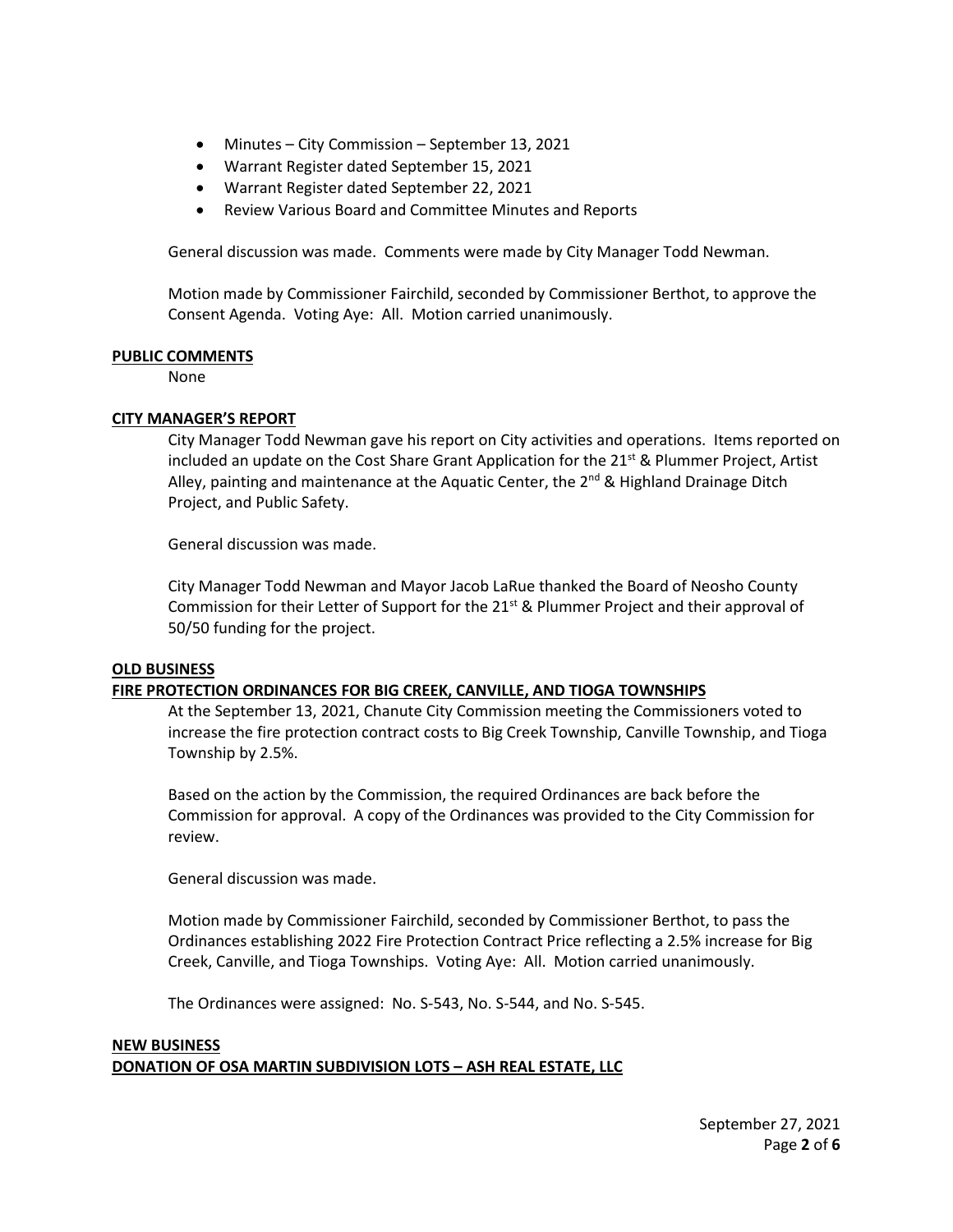- Minutes – City Commission – September 13, 2021
- Warrant Register dated September 15, 2021
- Warrant Register dated September 22, 2021
- Review Various Board and Committee Minutes and Reports

General discussion was made. Comments were made by City Manager Todd Newman.

Motion made by Commissioner Fairchild, seconded by Commissioner Berthot, to approve the Consent Agenda. Voting Aye: All. Motion carried unanimously.

**PUBLIC COMMENTS**

None

**CITY MANAGER'S REPORT**

City Manager Todd Newman gave his report on City activities and operations. Items reported on included an update on the Cost Share Grant Application for the 21st & Plummer Project, Artist Alley, painting and maintenance at the Aquatic Center, the 2nd & Highland Drainage Ditch Project, and Public Safety.

General discussion was made.

City Manager Todd Newman and Mayor Jacob LaRue thanked the Board of Neosho County Commission for their Letter of Support for the 21st & Plummer Project and their approval of 50/50 funding for the project.

**OLD BUSINESS**

**FIRE PROTECTION ORDINANCES FOR BIG CREEK, CANVILLE, AND TIOGA TOWNSHIPS**

At the September 13, 2021, Chanute City Commission meeting the Commissioners voted to increase the fire protection contract costs to Big Creek Township, Canville Township, and Tioga Township by 2.5%.

Based on the action by the Commission, the required Ordinances are back before the Commission for approval. A copy of the Ordinances was provided to the City Commission for review.

General discussion was made.

Motion made by Commissioner Fairchild, seconded by Commissioner Berthot, to pass the Ordinances establishing 2022 Fire Protection Contract Price reflecting a 2.5% increase for Big Creek, Canville, and Tioga Townships. Voting Aye: All. Motion carried unanimously.

The Ordinances were assigned: No. S-543, No. S-544, and No. S-545.

**NEW BUSINESS**

**DONATION OF OSA MARTIN SUBDIVISION LOTS – ASH REAL ESTATE, LLC**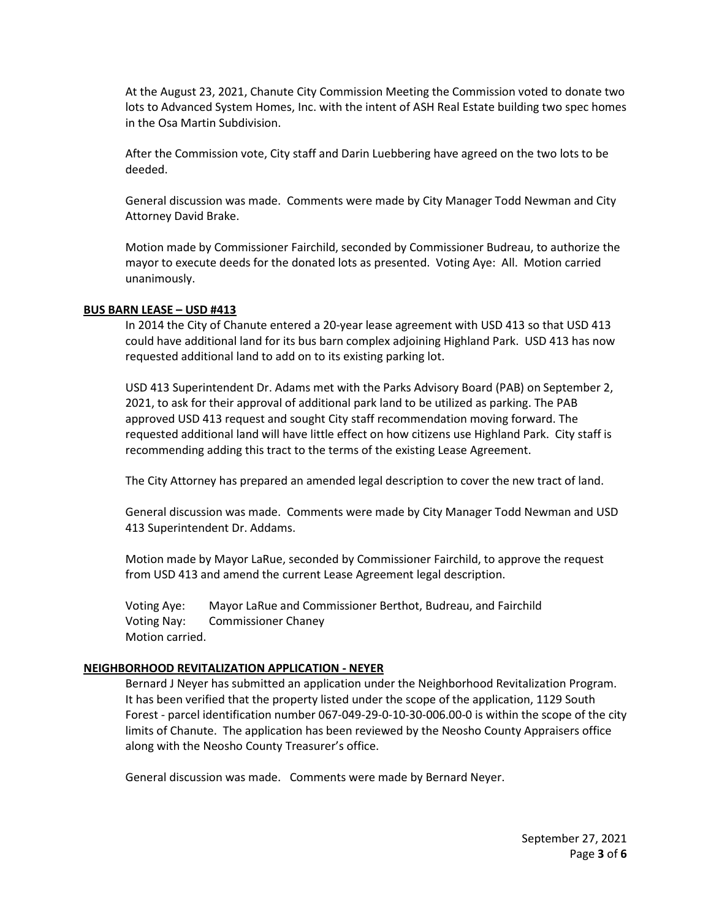At the August 23, 2021, Chanute City Commission Meeting the Commission voted to donate two lots to Advanced System Homes, Inc. with the intent of ASH Real Estate building two spec homes in the Osa Martin Subdivision.

After the Commission vote, City staff and Darin Luebbering have agreed on the two lots to be deeded.

General discussion was made. Comments were made by City Manager Todd Newman and City Attorney David Brake.

Motion made by Commissioner Fairchild, seconded by Commissioner Budreau, to authorize the mayor to execute deeds for the donated lots as presented. Voting Aye: All. Motion carried unanimously.

**BUS BARN LEASE – USD #413**

In 2014 the City of Chanute entered a 20-year lease agreement with USD 413 so that USD 413 could have additional land for its bus barn complex adjoining Highland Park. USD 413 has now requested additional land to add on to its existing parking lot.

USD 413 Superintendent Dr. Adams met with the Parks Advisory Board (PAB) on September 2, 2021, to ask for their approval of additional park land to be utilized as parking. The PAB approved USD 413 request and sought City staff recommendation moving forward. The requested additional land will have little effect on how citizens use Highland Park. City staff is recommending adding this tract to the terms of the existing Lease Agreement.

The City Attorney has prepared an amended legal description to cover the new tract of land.

General discussion was made. Comments were made by City Manager Todd Newman and USD 413 Superintendent Dr. Addams.

Motion made by Mayor LaRue, seconded by Commissioner Fairchild, to approve the request from USD 413 and amend the current Lease Agreement legal description.

Voting Aye: Mayor LaRue and Commissioner Berthot, Budreau, and Fairchild
Voting Nay: Commissioner Chaney
Motion carried.

**NEIGHBORHOOD REVITALIZATION APPLICATION - NEYER**

Bernard J Neyer has submitted an application under the Neighborhood Revitalization Program. It has been verified that the property listed under the scope of the application, 1129 South Forest - parcel identification number 067-049-29-0-10-30-006.00-0 is within the scope of the city limits of Chanute. The application has been reviewed by the Neosho County Appraisers office along with the Neosho County Treasurer's office.

General discussion was made. Comments were made by Bernard Neyer.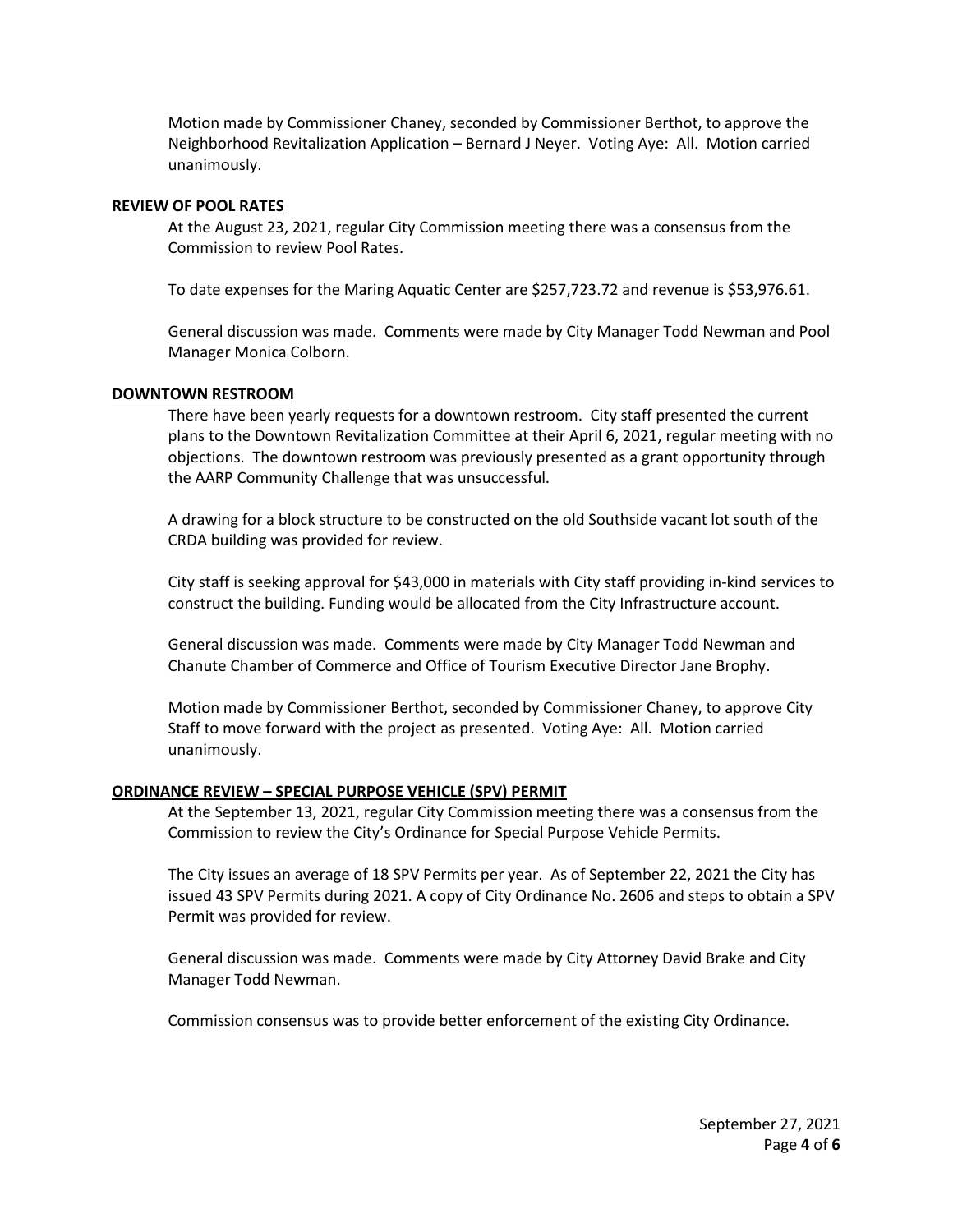Motion made by Commissioner Chaney, seconded by Commissioner Berthot, to approve the Neighborhood Revitalization Application – Bernard J Neyer. Voting Aye: All. Motion carried unanimously.

## REVIEW OF POOL RATES

At the August 23, 2021, regular City Commission meeting there was a consensus from the Commission to review Pool Rates.

To date expenses for the Maring Aquatic Center are $257,723.72 and revenue is $53,976.61.

General discussion was made. Comments were made by City Manager Todd Newman and Pool Manager Monica Colborn.

## DOWNTOWN RESTROOM

There have been yearly requests for a downtown restroom. City staff presented the current plans to the Downtown Revitalization Committee at their April 6, 2021, regular meeting with no objections. The downtown restroom was previously presented as a grant opportunity through the AARP Community Challenge that was unsuccessful.

A drawing for a block structure to be constructed on the old Southside vacant lot south of the CRDA building was provided for review.

City staff is seeking approval for $43,000 in materials with City staff providing in-kind services to construct the building. Funding would be allocated from the City Infrastructure account.

General discussion was made. Comments were made by City Manager Todd Newman and Chanute Chamber of Commerce and Office of Tourism Executive Director Jane Brophy.

Motion made by Commissioner Berthot, seconded by Commissioner Chaney, to approve City Staff to move forward with the project as presented. Voting Aye: All. Motion carried unanimously.

## ORDINANCE REVIEW – SPECIAL PURPOSE VEHICLE (SPV) PERMIT

At the September 13, 2021, regular City Commission meeting there was a consensus from the Commission to review the City's Ordinance for Special Purpose Vehicle Permits.

The City issues an average of 18 SPV Permits per year. As of September 22, 2021 the City has issued 43 SPV Permits during 2021. A copy of City Ordinance No. 2606 and steps to obtain a SPV Permit was provided for review.

General discussion was made. Comments were made by City Attorney David Brake and City Manager Todd Newman.

Commission consensus was to provide better enforcement of the existing City Ordinance.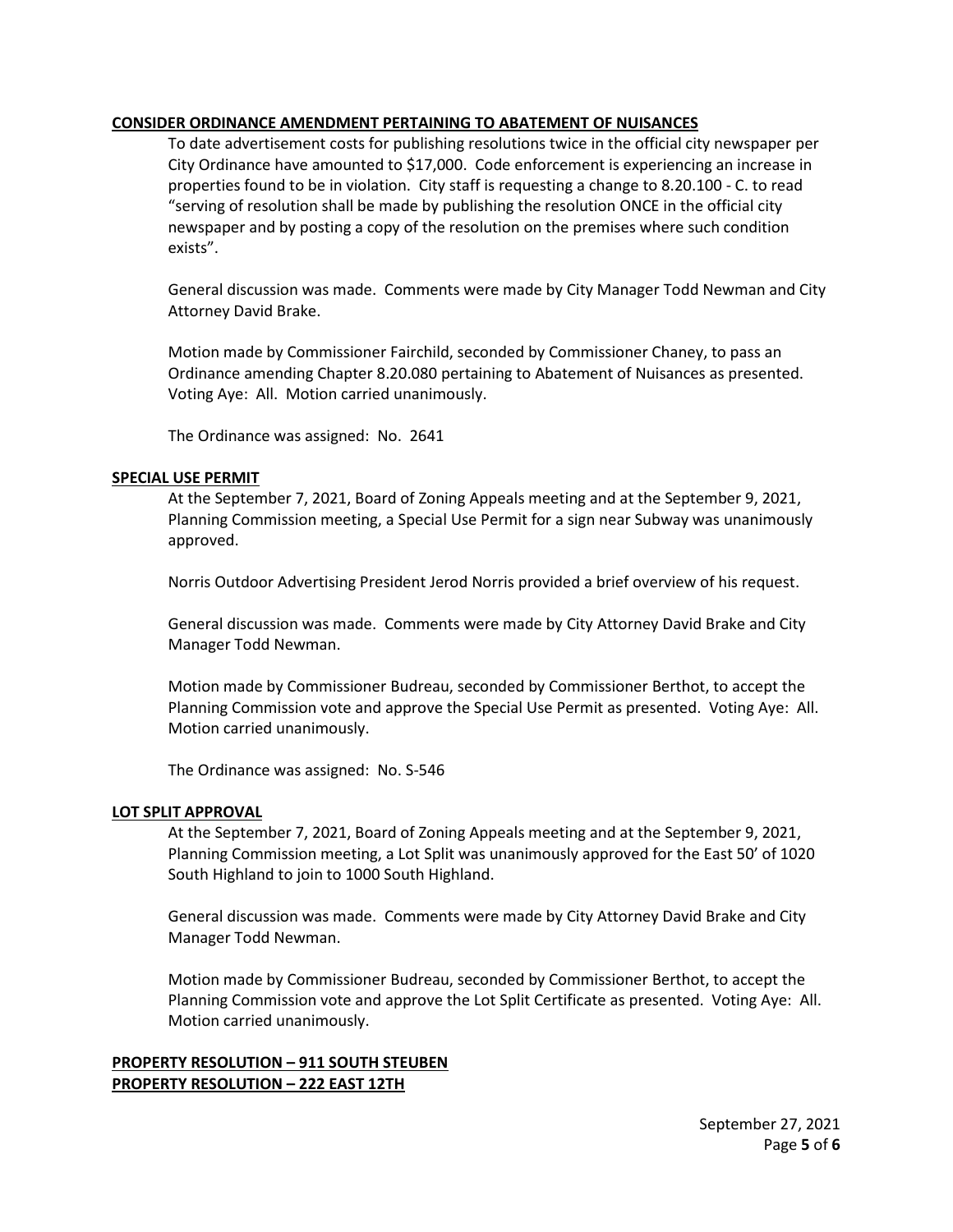**CONSIDER ORDINANCE AMENDMENT PERTAINING TO ABATEMENT OF NUISANCES**

To date advertisement costs for publishing resolutions twice in the official city newspaper per City Ordinance have amounted to $17,000. Code enforcement is experiencing an increase in properties found to be in violation. City staff is requesting a change to 8.20.100 - C. to read "serving of resolution shall be made by publishing the resolution ONCE in the official city newspaper and by posting a copy of the resolution on the premises where such condition exists".

General discussion was made. Comments were made by City Manager Todd Newman and City Attorney David Brake.

Motion made by Commissioner Fairchild, seconded by Commissioner Chaney, to pass an Ordinance amending Chapter 8.20.080 pertaining to Abatement of Nuisances as presented. Voting Aye: All. Motion carried unanimously.

The Ordinance was assigned: No. 2641

**SPECIAL USE PERMIT**

At the September 7, 2021, Board of Zoning Appeals meeting and at the September 9, 2021, Planning Commission meeting, a Special Use Permit for a sign near Subway was unanimously approved.

Norris Outdoor Advertising President Jerod Norris provided a brief overview of his request.

General discussion was made. Comments were made by City Attorney David Brake and City Manager Todd Newman.

Motion made by Commissioner Budreau, seconded by Commissioner Berthot, to accept the Planning Commission vote and approve the Special Use Permit as presented. Voting Aye: All. Motion carried unanimously.

The Ordinance was assigned: No. S-546

**LOT SPLIT APPROVAL**

At the September 7, 2021, Board of Zoning Appeals meeting and at the September 9, 2021, Planning Commission meeting, a Lot Split was unanimously approved for the East 50' of 1020 South Highland to join to 1000 South Highland.

General discussion was made. Comments were made by City Attorney David Brake and City Manager Todd Newman.

Motion made by Commissioner Budreau, seconded by Commissioner Berthot, to accept the Planning Commission vote and approve the Lot Split Certificate as presented. Voting Aye: All. Motion carried unanimously.

**PROPERTY RESOLUTION – 911 SOUTH STEUBEN**
**PROPERTY RESOLUTION – 222 EAST 12TH**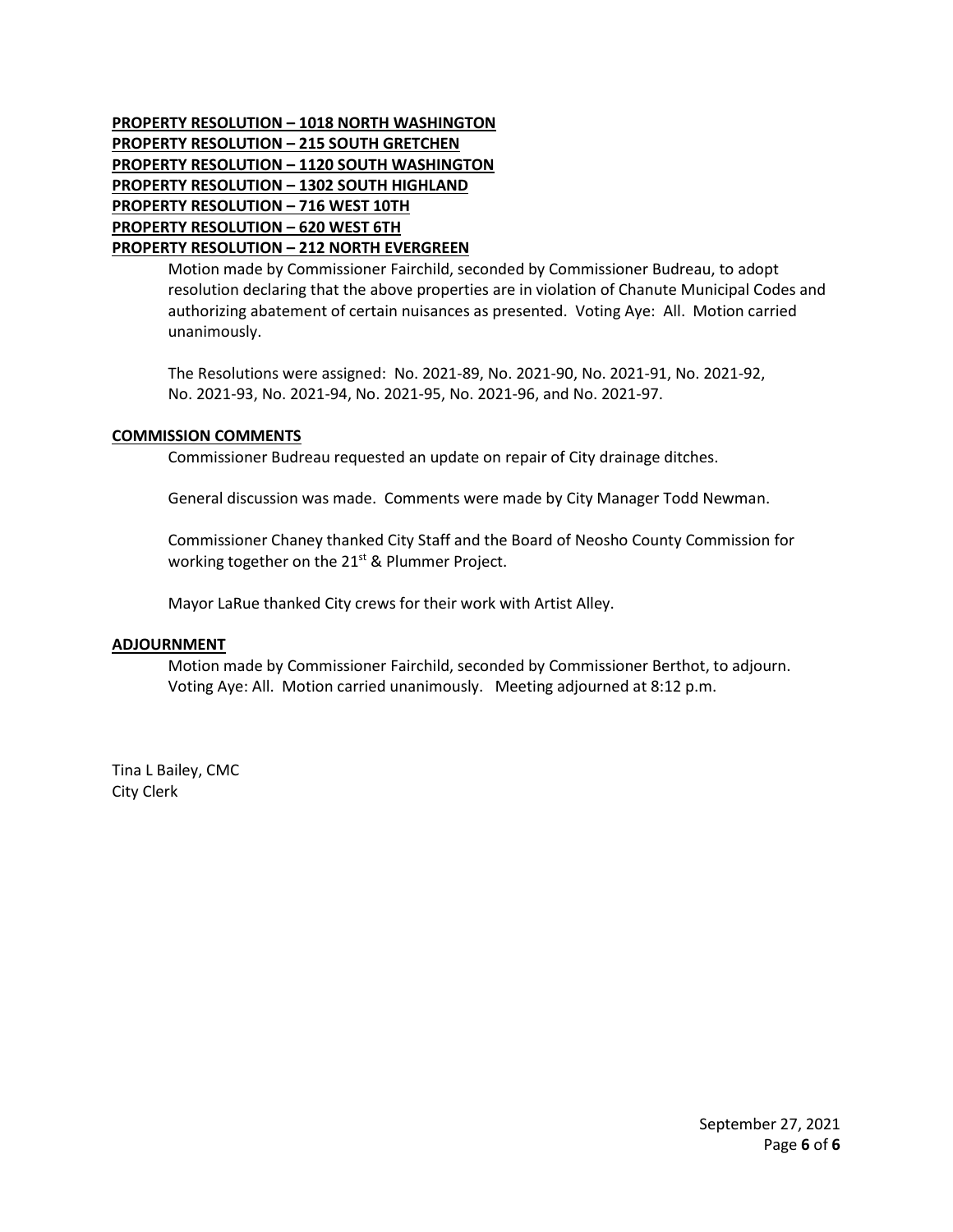**PROPERTY RESOLUTION – 1018 NORTH WASHINGTON**
**PROPERTY RESOLUTION – 215 SOUTH GRETCHEN**
**PROPERTY RESOLUTION – 1120 SOUTH WASHINGTON**
**PROPERTY RESOLUTION – 1302 SOUTH HIGHLAND**
**PROPERTY RESOLUTION – 716 WEST 10TH**
**PROPERTY RESOLUTION – 620 WEST 6TH**
**PROPERTY RESOLUTION – 212 NORTH EVERGREEN**

Motion made by Commissioner Fairchild, seconded by Commissioner Budreau, to adopt resolution declaring that the above properties are in violation of Chanute Municipal Codes and authorizing abatement of certain nuisances as presented. Voting Aye: All. Motion carried unanimously.

The Resolutions were assigned: No. 2021-89, No. 2021-90, No. 2021-91, No. 2021-92, No. 2021-93, No. 2021-94, No. 2021-95, No. 2021-96, and No. 2021-97.

**COMMISSION COMMENTS**

Commissioner Budreau requested an update on repair of City drainage ditches.

General discussion was made. Comments were made by City Manager Todd Newman.

Commissioner Chaney thanked City Staff and the Board of Neosho County Commission for working together on the 21st & Plummer Project.

Mayor LaRue thanked City crews for their work with Artist Alley.

**ADJOURNMENT**

Motion made by Commissioner Fairchild, seconded by Commissioner Berthot, to adjourn. Voting Aye: All. Motion carried unanimously. Meeting adjourned at 8:12 p.m.

Tina L Bailey, CMC
City Clerk

September 27, 2021